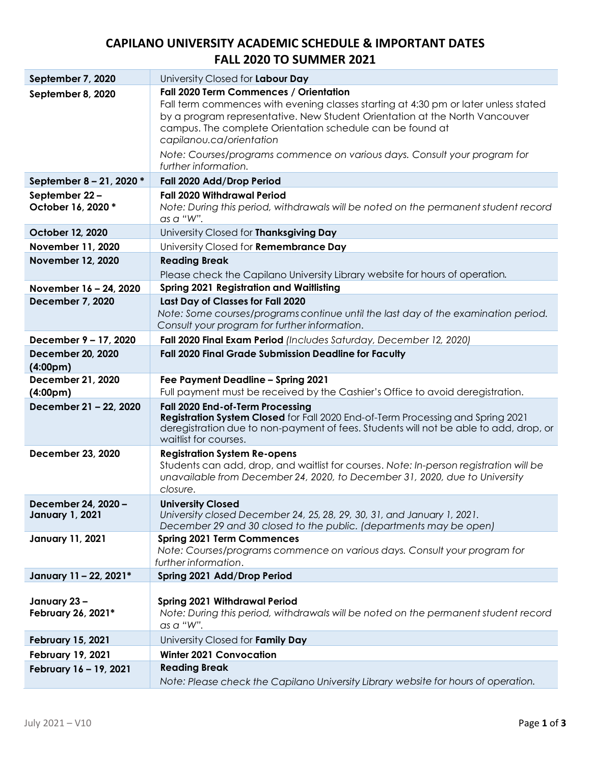# CAPILANO UNIVERSITY ACADEMIC SCHEDULE & IMPORTANT DATES
# FALL 2020 TO SUMMER 2021

| | |
|---|---|
| **September 7, 2020** | University Closed for **Labour Day** |
| **September 8, 2020** | **Fall 2020 Term Commences / Orientation**<br>Fall term commences with evening classes starting at 4:30 pm or later unless stated by a program representative. New Student Orientation at the North Vancouver campus. The complete Orientation schedule can be found at *capilanou.ca/orientation*<br>*Note: Courses/programs commence on various days. Consult your program for further information.* |
| **September 8 – 21, 2020 \*** | **Fall 2020 Add/Drop Period** |
| **September 22 – October 16, 2020 \*** | **Fall 2020 Withdrawal Period**<br>*Note: During this period, withdrawals will be noted on the permanent student record as a "W".* |
| **October 12, 2020** | University Closed for **Thanksgiving Day** |
| **November 11, 2020** | University Closed for **Remembrance Day** |
| **November 12, 2020** | **Reading Break**<br>Please check the Capilano University Library website for hours of operation. |
| **November 16 – 24, 2020** | **Spring 2021 Registration and Waitlisting** |
| **December 7, 2020** | **Last Day of Classes for Fall 2020**<br>*Note: Some courses/programs continue until the last day of the examination period. Consult your program for further information.* |
| **December 9 – 17, 2020** | **Fall 2020 Final Exam Period** *(Includes Saturday, December 12, 2020)* |
| **December 20, 2020 (4:00pm)** | **Fall 2020 Final Grade Submission Deadline for Faculty** |
| **December 21, 2020 (4:00pm)** | **Fee Payment Deadline – Spring 2021**<br>Full payment must be received by the Cashier's Office to avoid deregistration. |
| **December 21 – 22, 2020** | **Fall 2020 End-of-Term Processing**<br>**Registration System Closed** for Fall 2020 End-of-Term Processing and Spring 2021 deregistration due to non-payment of fees. Students will not be able to add, drop, or waitlist for courses. |
| **December 23, 2020** | **Registration System Re-opens**<br>Students can add, drop, and waitlist for courses. *Note: In-person registration will be unavailable from December 24, 2020, to December 31, 2020, due to University closure.* |
| **December 24, 2020 – January 1, 2021** | **University Closed**<br>*University closed December 24, 25, 28, 29, 30, 31, and January 1, 2021. December 29 and 30 closed to the public. (departments may be open)* |
| **January 11, 2021** | **Spring 2021 Term Commences**<br>*Note: Courses/programs commence on various days. Consult your program for further information.* |
| **January 11 – 22, 2021\*** | **Spring 2021 Add/Drop Period** |
| **January 23 – February 26, 2021\*** | **Spring 2021 Withdrawal Period**<br>*Note: During this period, withdrawals will be noted on the permanent student record as a "W".* |
| **February 15, 2021** | University Closed for **Family Day** |
| **February 19, 2021** | **Winter 2021 Convocation** |
| **February 16 – 19, 2021** | **Reading Break**<br>*Note: Please check the Capilano University Library website for hours of operation.* |

July 2021 – V10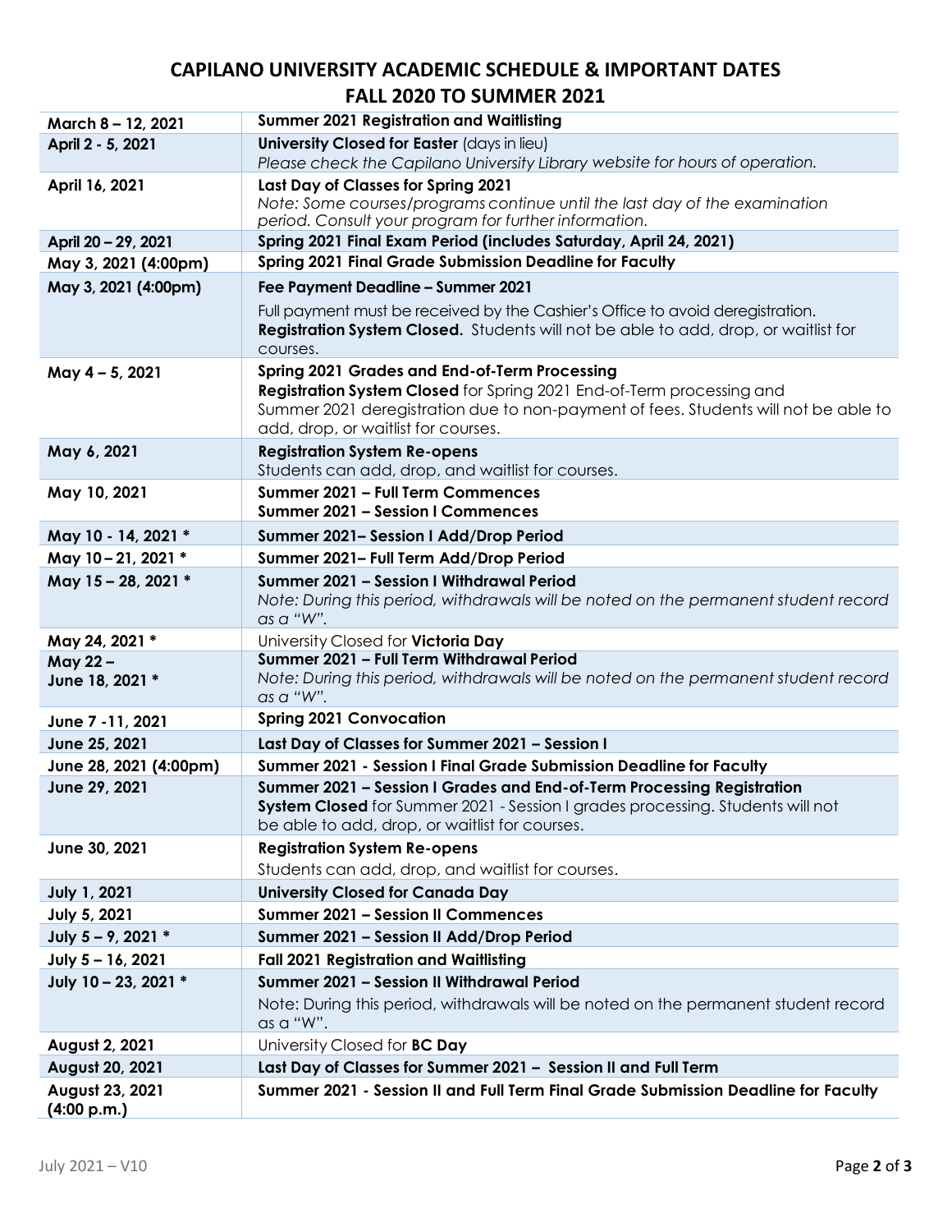# CAPILANO UNIVERSITY ACADEMIC SCHEDULE & IMPORTANT DATES
# FALL 2020 TO SUMMER 2021

| Date | Event |
|---|---|
| March 8 – 12, 2021 | **Summer 2021 Registration and Waitlisting** |
| April 2 - 5, 2021 | **University Closed for Easter** (days in lieu)<br>*Please check the Capilano University Library website for hours of operation.* |
| April 16, 2021 | **Last Day of Classes for Spring 2021**<br>*Note: Some courses/programs continue until the last day of the examination period. Consult your program for further information.* |
| April 20 – 29, 2021 | **Spring 2021 Final Exam Period (includes Saturday, April 24, 2021)** |
| May 3, 2021 (4:00pm) | **Spring 2021 Final Grade Submission Deadline for Faculty** |
| May 3, 2021 (4:00pm) | **Fee Payment Deadline – Summer 2021**<br>Full payment must be received by the Cashier's Office to avoid deregistration. **Registration System Closed.** Students will not be able to add, drop, or waitlist for courses. |
| May 4 – 5, 2021 | **Spring 2021 Grades and End-of-Term Processing**<br>**Registration System Closed** for Spring 2021 End-of-Term processing and Summer 2021 deregistration due to non-payment of fees. Students will not be able to add, drop, or waitlist for courses. |
| May 6, 2021 | **Registration System Re-opens**<br>Students can add, drop, and waitlist for courses. |
| May 10, 2021 | **Summer 2021 – Full Term Commences**<br>**Summer 2021 – Session I Commences** |
| May 10 - 14, 2021 * | **Summer 2021– Session I Add/Drop Period** |
| May 10 – 21, 2021 * | **Summer 2021– Full Term Add/Drop Period** |
| May 15 – 28, 2021 * | **Summer 2021 – Session I Withdrawal Period**<br>*Note: During this period, withdrawals will be noted on the permanent student record as a "W".* |
| May 24, 2021 * | University Closed for **Victoria Day** |
| May 22 – June 18, 2021 * | **Summer 2021 – Full Term Withdrawal Period**<br>*Note: During this period, withdrawals will be noted on the permanent student record as a "W".* |
| June 7 -11, 2021 | **Spring 2021 Convocation** |
| June 25, 2021 | **Last Day of Classes for Summer 2021 – Session I** |
| June 28, 2021 (4:00pm) | **Summer 2021 - Session I Final Grade Submission Deadline for Faculty** |
| June 29, 2021 | **Summer 2021 – Session I Grades and End-of-Term Processing Registration System Closed** for Summer 2021 - Session I grades processing. Students will not be able to add, drop, or waitlist for courses. |
| June 30, 2021 | **Registration System Re-opens**<br>Students can add, drop, and waitlist for courses. |
| July 1, 2021 | **University Closed for Canada Day** |
| July 5, 2021 | **Summer 2021 – Session II Commences** |
| July 5 – 9, 2021 * | **Summer 2021 – Session II Add/Drop Period** |
| July 5 – 16, 2021 | **Fall 2021 Registration and Waitlisting** |
| July 10 – 23, 2021 * | **Summer 2021 – Session II Withdrawal Period**<br>Note: During this period, withdrawals will be noted on the permanent student record as a "W". |
| August 2, 2021 | University Closed for **BC Day** |
| August 20, 2021 | **Last Day of Classes for Summer 2021 – Session II and Full Term** |
| August 23, 2021 (4:00 p.m.) | **Summer 2021 - Session II and Full Term Final Grade Submission Deadline for Faculty** |

July 2021 – V10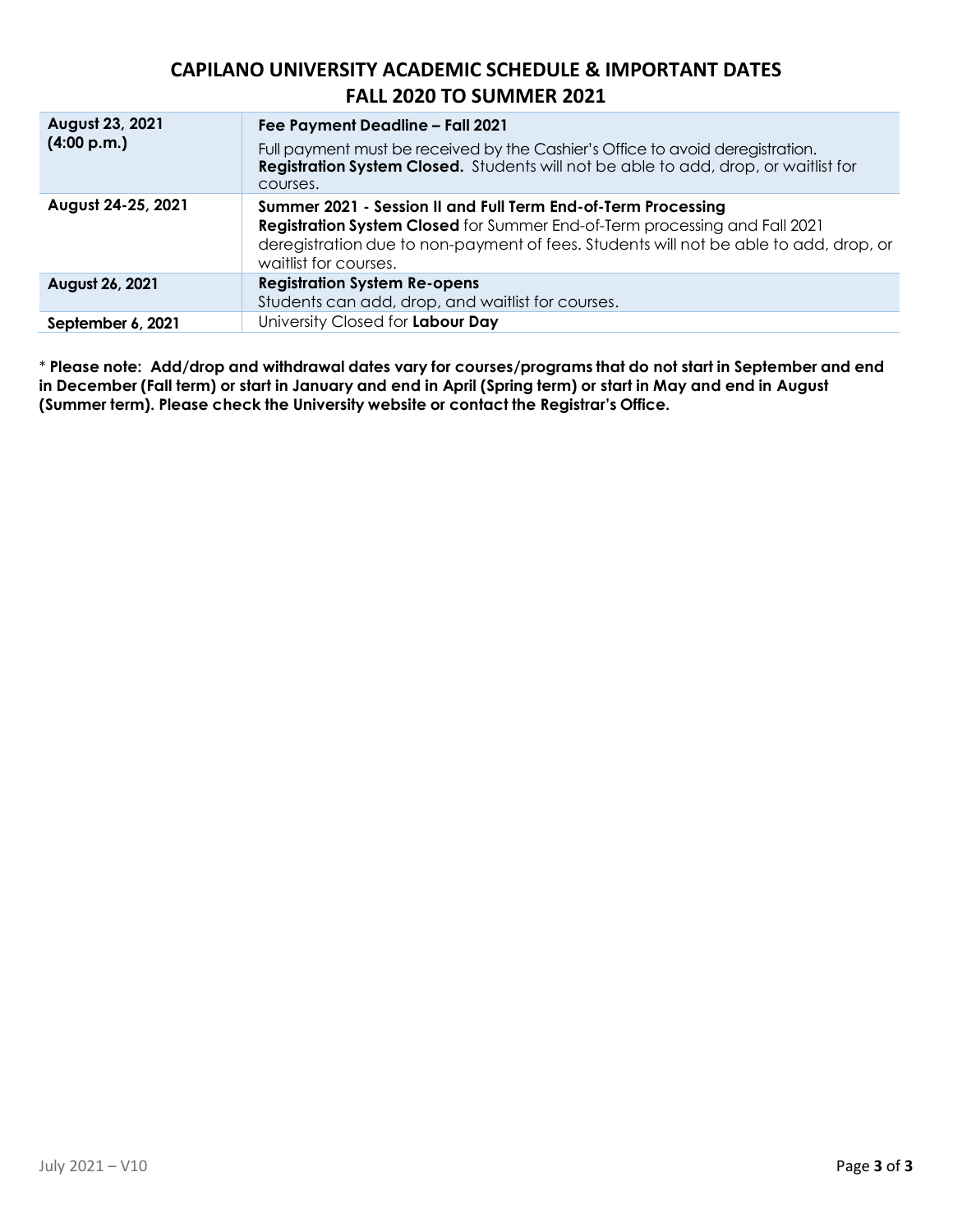## CAPILANO UNIVERSITY ACADEMIC SCHEDULE & IMPORTANT DATES
## FALL 2020 TO SUMMER 2021

| | |
|---|---|
| **August 23, 2021 (4:00 p.m.)** | **Fee Payment Deadline – Fall 2021** Full payment must be received by the Cashier's Office to avoid deregistration. **Registration System Closed.** Students will not be able to add, drop, or waitlist for courses. |
| **August 24-25, 2021** | **Summer 2021 - Session II and Full Term End-of-Term Processing** **Registration System Closed** for Summer End-of-Term processing and Fall 2021 deregistration due to non-payment of fees. Students will not be able to add, drop, or waitlist for courses. |
| **August 26, 2021** | **Registration System Re-opens** Students can add, drop, and waitlist for courses. |
| **September 6, 2021** | University Closed for **Labour Day** |

* **Please note: Add/drop and withdrawal dates vary for courses/programs that do not start in September and end in December (Fall term) or start in January and end in April (Spring term) or start in May and end in August (Summer term). Please check the University website or contact the Registrar's Office.**

July 2021 – V10